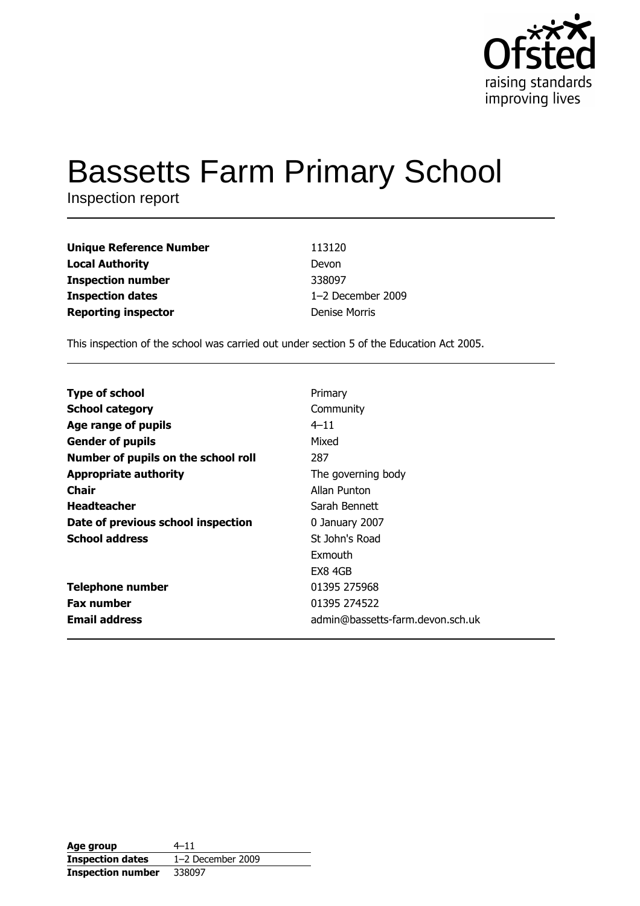Ofsted
raising standards
improving lives

# Bassetts Farm Primary School

Inspection report

| | |
|---|---|
| **Unique Reference Number** | 113120 |
| **Local Authority** | Devon |
| **Inspection number** | 338097 |
| **Inspection dates** | 1–2 December 2009 |
| **Reporting inspector** | Denise Morris |

This inspection of the school was carried out under section 5 of the Education Act 2005.

| | |
|---|---|
| **Type of school** | Primary |
| **School category** | Community |
| **Age range of pupils** | 4–11 |
| **Gender of pupils** | Mixed |
| **Number of pupils on the school roll** | 287 |
| **Appropriate authority** | The governing body |
| **Chair** | Allan Punton |
| **Headteacher** | Sarah Bennett |
| **Date of previous school inspection** | 0 January 2007 |
| **School address** | St John's Road<br>Exmouth<br>EX8 4GB |
| **Telephone number** | 01395 275968 |
| **Fax number** | 01395 274522 |
| **Email address** | admin@bassetts-farm.devon.sch.uk |

| | |
|---|---|
| **Age group** | 4–11 |
| **Inspection dates** | 1–2 December 2009 |
| **Inspection number** | 338097 |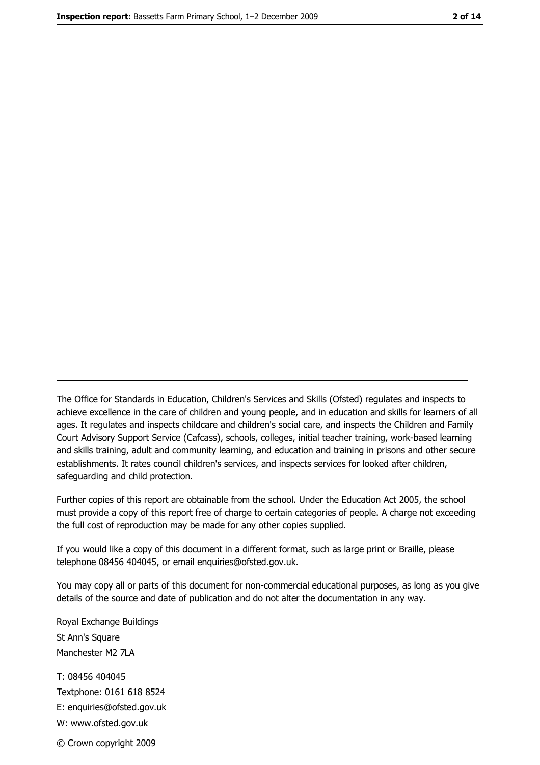The Office for Standards in Education, Children's Services and Skills (Ofsted) regulates and inspects to achieve excellence in the care of children and young people, and in education and skills for learners of all ages. It regulates and inspects childcare and children's social care, and inspects the Children and Family Court Advisory Support Service (Cafcass), schools, colleges, initial teacher training, work-based learning and skills training, adult and community learning, and education and training in prisons and other secure establishments. It rates council children's services, and inspects services for looked after children, safeguarding and child protection.

Further copies of this report are obtainable from the school. Under the Education Act 2005, the school must provide a copy of this report free of charge to certain categories of people. A charge not exceeding the full cost of reproduction may be made for any other copies supplied.

If you would like a copy of this document in a different format, such as large print or Braille, please telephone 08456 404045, or email enquiries@ofsted.gov.uk.

You may copy all or parts of this document for non-commercial educational purposes, as long as you give details of the source and date of publication and do not alter the documentation in any way.

Royal Exchange Buildings
St Ann's Square
Manchester M2 7LA

T: 08456 404045
Textphone: 0161 618 8524
E: enquiries@ofsted.gov.uk
W: www.ofsted.gov.uk

© Crown copyright 2009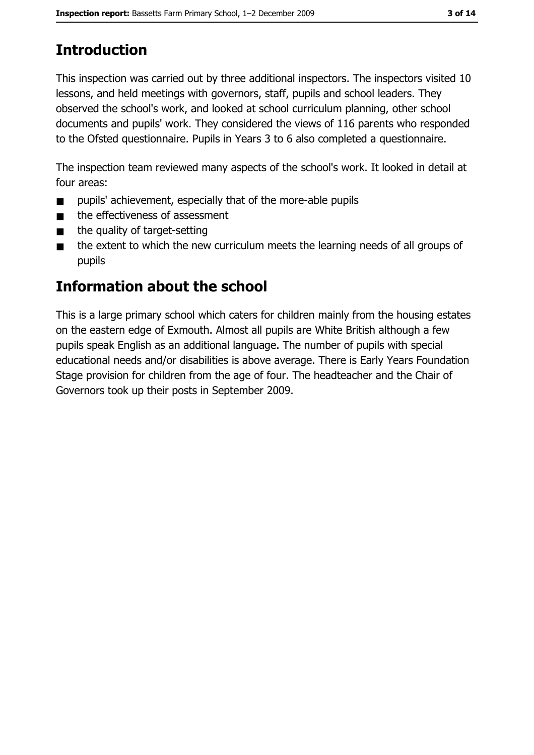## Introduction

This inspection was carried out by three additional inspectors. The inspectors visited 10 lessons, and held meetings with governors, staff, pupils and school leaders. They observed the school's work, and looked at school curriculum planning, other school documents and pupils' work. They considered the views of 116 parents who responded to the Ofsted questionnaire. Pupils in Years 3 to 6 also completed a questionnaire.

The inspection team reviewed many aspects of the school's work. It looked in detail at four areas:

- pupils' achievement, especially that of the more-able pupils
- the effectiveness of assessment
- the quality of target-setting
- the extent to which the new curriculum meets the learning needs of all groups of pupils

## Information about the school

This is a large primary school which caters for children mainly from the housing estates on the eastern edge of Exmouth. Almost all pupils are White British although a few pupils speak English as an additional language. The number of pupils with special educational needs and/or disabilities is above average. There is Early Years Foundation Stage provision for children from the age of four. The headteacher and the Chair of Governors took up their posts in September 2009.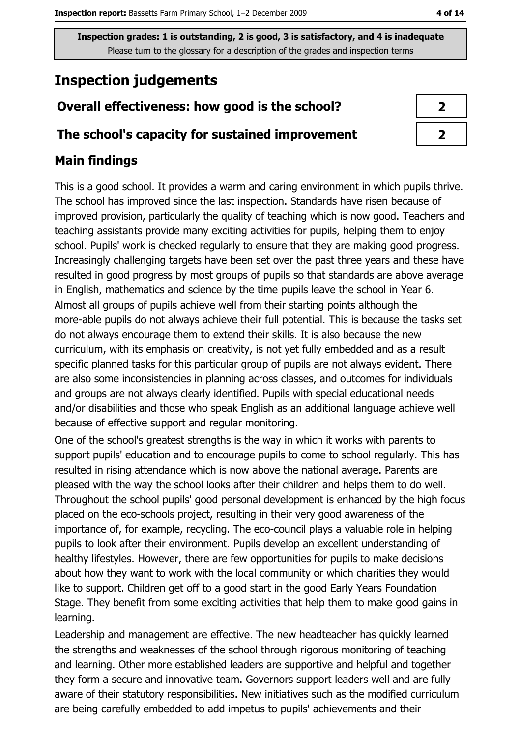**Inspection grades: 1 is outstanding, 2 is good, 3 is satisfactory, and 4 is inadequate**
Please turn to the glossary for a description of the grades and inspection terms

# Inspection judgements

| | |
|---|---|
| **Overall effectiveness: how good is the school?** | **2** |
| **The school's capacity for sustained improvement** | **2** |

## Main findings

This is a good school. It provides a warm and caring environment in which pupils thrive. The school has improved since the last inspection. Standards have risen because of improved provision, particularly the quality of teaching which is now good. Teachers and teaching assistants provide many exciting activities for pupils, helping them to enjoy school. Pupils' work is checked regularly to ensure that they are making good progress. Increasingly challenging targets have been set over the past three years and these have resulted in good progress by most groups of pupils so that standards are above average in English, mathematics and science by the time pupils leave the school in Year 6. Almost all groups of pupils achieve well from their starting points although the more-able pupils do not always achieve their full potential. This is because the tasks set do not always encourage them to extend their skills. It is also because the new curriculum, with its emphasis on creativity, is not yet fully embedded and as a result specific planned tasks for this particular group of pupils are not always evident. There are also some inconsistencies in planning across classes, and outcomes for individuals and groups are not always clearly identified. Pupils with special educational needs and/or disabilities and those who speak English as an additional language achieve well because of effective support and regular monitoring.

One of the school's greatest strengths is the way in which it works with parents to support pupils' education and to encourage pupils to come to school regularly. This has resulted in rising attendance which is now above the national average. Parents are pleased with the way the school looks after their children and helps them to do well. Throughout the school pupils' good personal development is enhanced by the high focus placed on the eco-schools project, resulting in their very good awareness of the importance of, for example, recycling. The eco-council plays a valuable role in helping pupils to look after their environment. Pupils develop an excellent understanding of healthy lifestyles. However, there are few opportunities for pupils to make decisions about how they want to work with the local community or which charities they would like to support. Children get off to a good start in the good Early Years Foundation Stage. They benefit from some exciting activities that help them to make good gains in learning.

Leadership and management are effective. The new headteacher has quickly learned the strengths and weaknesses of the school through rigorous monitoring of teaching and learning. Other more established leaders are supportive and helpful and together they form a secure and innovative team. Governors support leaders well and are fully aware of their statutory responsibilities. New initiatives such as the modified curriculum are being carefully embedded to add impetus to pupils' achievements and their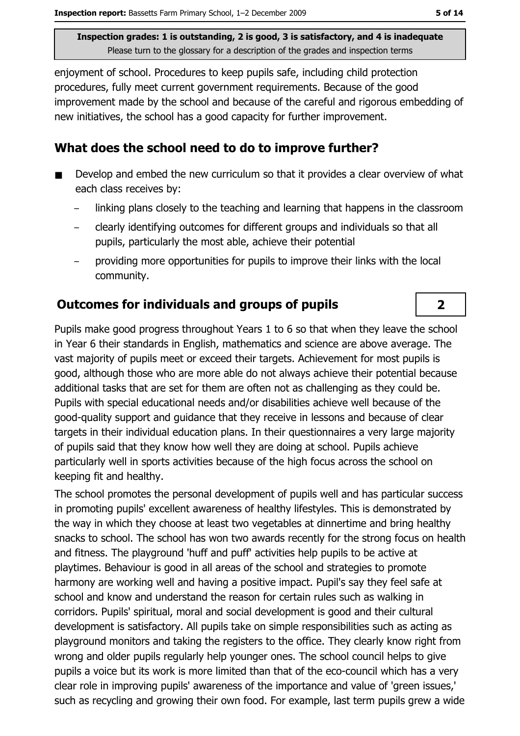enjoyment of school. Procedures to keep pupils safe, including child protection procedures, fully meet current government requirements. Because of the good improvement made by the school and because of the careful and rigorous embedding of new initiatives, the school has a good capacity for further improvement.

## What does the school need to do to improve further?

- Develop and embed the new curriculum so that it provides a clear overview of what each class receives by:
  - linking plans closely to the teaching and learning that happens in the classroom
  - clearly identifying outcomes for different groups and individuals so that all pupils, particularly the most able, achieve their potential
  - providing more opportunities for pupils to improve their links with the local community.

## Outcomes for individuals and groups of pupils

**2**

Pupils make good progress throughout Years 1 to 6 so that when they leave the school in Year 6 their standards in English, mathematics and science are above average. The vast majority of pupils meet or exceed their targets. Achievement for most pupils is good, although those who are more able do not always achieve their potential because additional tasks that are set for them are often not as challenging as they could be. Pupils with special educational needs and/or disabilities achieve well because of the good-quality support and guidance that they receive in lessons and because of clear targets in their individual education plans. In their questionnaires a very large majority of pupils said that they know how well they are doing at school. Pupils achieve particularly well in sports activities because of the high focus across the school on keeping fit and healthy.

The school promotes the personal development of pupils well and has particular success in promoting pupils' excellent awareness of healthy lifestyles. This is demonstrated by the way in which they choose at least two vegetables at dinnertime and bring healthy snacks to school. The school has won two awards recently for the strong focus on health and fitness. The playground 'huff and puff' activities help pupils to be active at playtimes. Behaviour is good in all areas of the school and strategies to promote harmony are working well and having a positive impact. Pupil's say they feel safe at school and know and understand the reason for certain rules such as walking in corridors. Pupils' spiritual, moral and social development is good and their cultural development is satisfactory. All pupils take on simple responsibilities such as acting as playground monitors and taking the registers to the office. They clearly know right from wrong and older pupils regularly help younger ones. The school council helps to give pupils a voice but its work is more limited than that of the eco-council which has a very clear role in improving pupils' awareness of the importance and value of 'green issues,' such as recycling and growing their own food. For example, last term pupils grew a wide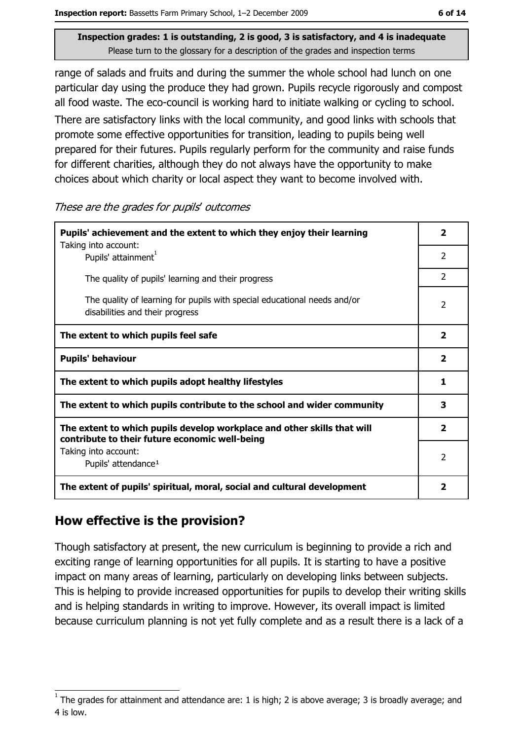range of salads and fruits and during the summer the whole school had lunch on one particular day using the produce they had grown. Pupils recycle rigorously and compost all food waste. The eco-council is working hard to initiate walking or cycling to school.

There are satisfactory links with the local community, and good links with schools that promote some effective opportunities for transition, leading to pupils being well prepared for their futures. Pupils regularly perform for the community and raise funds for different charities, although they do not always have the opportunity to make choices about which charity or local aspect they want to become involved with.

*These are the grades for pupils' outcomes*

| | |
|---|---|
| **Pupils' achievement and the extent to which they enjoy their learning** | **2** |
| Taking into account: Pupils' attainment[1] | 2 |
| The quality of pupils' learning and their progress | 2 |
| The quality of learning for pupils with special educational needs and/or disabilities and their progress | 2 |
| **The extent to which pupils feel safe** | **2** |
| **Pupils' behaviour** | **2** |
| **The extent to which pupils adopt healthy lifestyles** | **1** |
| **The extent to which pupils contribute to the school and wider community** | **3** |
| **The extent to which pupils develop workplace and other skills that will contribute to their future economic well-being** | **2** |
| Taking into account: Pupils' attendance[1] | 2 |
| **The extent of pupils' spiritual, moral, social and cultural development** | **2** |

## How effective is the provision?

Though satisfactory at present, the new curriculum is beginning to provide a rich and exciting range of learning opportunities for all pupils. It is starting to have a positive impact on many areas of learning, particularly on developing links between subjects. This is helping to provide increased opportunities for pupils to develop their writing skills and is helping standards in writing to improve. However, its overall impact is limited because curriculum planning is not yet fully complete and as a result there is a lack of a

[1] The grades for attainment and attendance are: 1 is high; 2 is above average; 3 is broadly average; and 4 is low.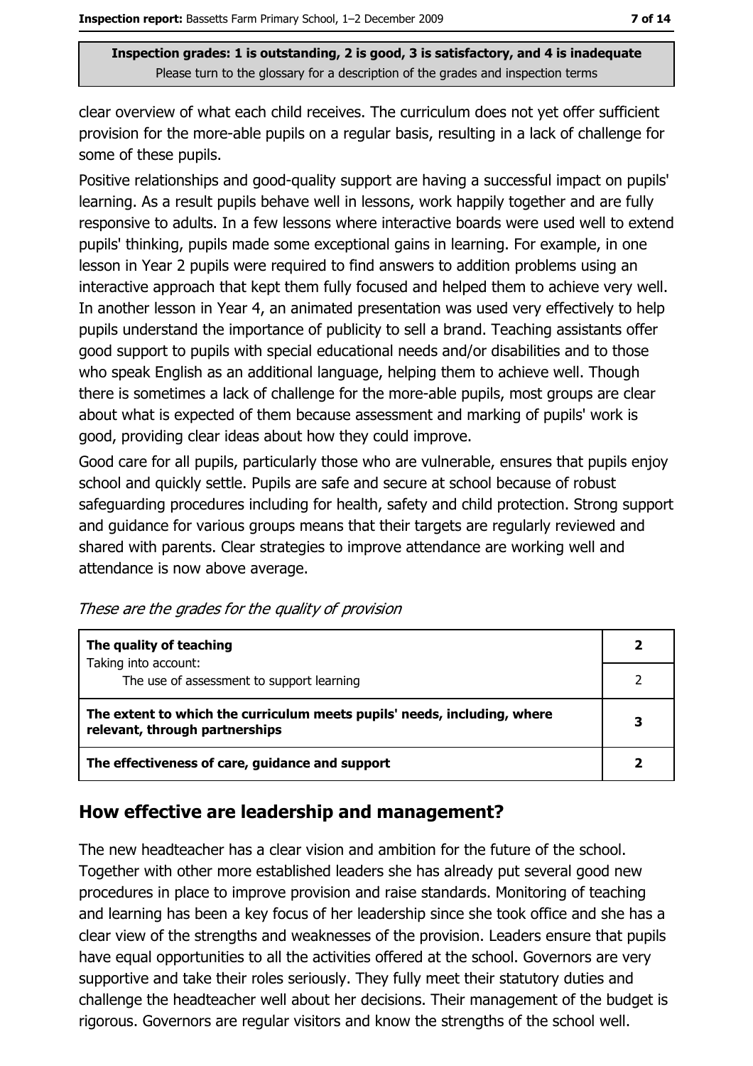Inspection grades: 1 is outstanding, 2 is good, 3 is satisfactory, and 4 is inadequate
Please turn to the glossary for a description of the grades and inspection terms

clear overview of what each child receives. The curriculum does not yet offer sufficient provision for the more-able pupils on a regular basis, resulting in a lack of challenge for some of these pupils.

Positive relationships and good-quality support are having a successful impact on pupils' learning. As a result pupils behave well in lessons, work happily together and are fully responsive to adults. In a few lessons where interactive boards were used well to extend pupils' thinking, pupils made some exceptional gains in learning. For example, in one lesson in Year 2 pupils were required to find answers to addition problems using an interactive approach that kept them fully focused and helped them to achieve very well. In another lesson in Year 4, an animated presentation was used very effectively to help pupils understand the importance of publicity to sell a brand. Teaching assistants offer good support to pupils with special educational needs and/or disabilities and to those who speak English as an additional language, helping them to achieve well. Though there is sometimes a lack of challenge for the more-able pupils, most groups are clear about what is expected of them because assessment and marking of pupils' work is good, providing clear ideas about how they could improve.

Good care for all pupils, particularly those who are vulnerable, ensures that pupils enjoy school and quickly settle. Pupils are safe and secure at school because of robust safeguarding procedures including for health, safety and child protection. Strong support and guidance for various groups means that their targets are regularly reviewed and shared with parents. Clear strategies to improve attendance are working well and attendance is now above average.

*These are the grades for the quality of provision*

| | |
|---|---|
| **The quality of teaching** | **2** |
| Taking into account: The use of assessment to support learning | 2 |
| **The extent to which the curriculum meets pupils' needs, including, where relevant, through partnerships** | **3** |
| **The effectiveness of care, guidance and support** | **2** |

## How effective are leadership and management?

The new headteacher has a clear vision and ambition for the future of the school. Together with other more established leaders she has already put several good new procedures in place to improve provision and raise standards. Monitoring of teaching and learning has been a key focus of her leadership since she took office and she has a clear view of the strengths and weaknesses of the provision. Leaders ensure that pupils have equal opportunities to all the activities offered at the school. Governors are very supportive and take their roles seriously. They fully meet their statutory duties and challenge the headteacher well about her decisions. Their management of the budget is rigorous. Governors are regular visitors and know the strengths of the school well.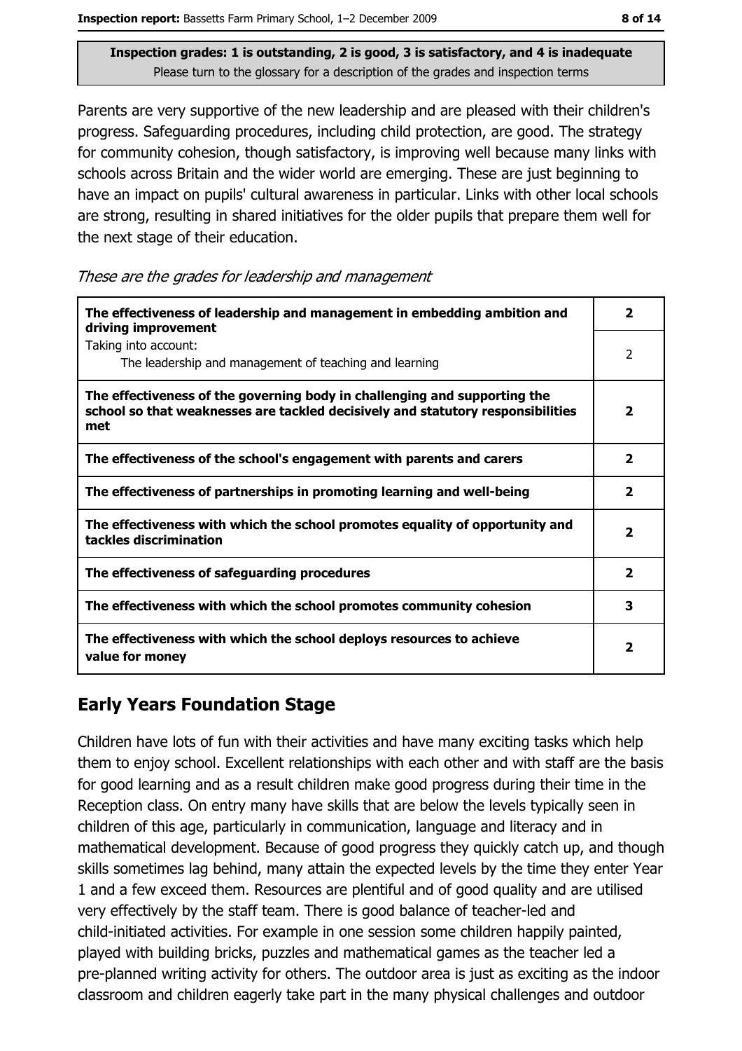**Inspection grades: 1 is outstanding, 2 is good, 3 is satisfactory, and 4 is inadequate**
Please turn to the glossary for a description of the grades and inspection terms

Parents are very supportive of the new leadership and are pleased with their children's progress. Safeguarding procedures, including child protection, are good. The strategy for community cohesion, though satisfactory, is improving well because many links with schools across Britain and the wider world are emerging. These are just beginning to have an impact on pupils' cultural awareness in particular. Links with other local schools are strong, resulting in shared initiatives for the older pupils that prepare them well for the next stage of their education.

*These are the grades for leadership and management*

| | |
|---|---|
| **The effectiveness of leadership and management in embedding ambition and driving improvement** | **2** |
| Taking into account: The leadership and management of teaching and learning | 2 |
| **The effectiveness of the governing body in challenging and supporting the school so that weaknesses are tackled decisively and statutory responsibilities met** | **2** |
| **The effectiveness of the school's engagement with parents and carers** | **2** |
| **The effectiveness of partnerships in promoting learning and well-being** | **2** |
| **The effectiveness with which the school promotes equality of opportunity and tackles discrimination** | **2** |
| **The effectiveness of safeguarding procedures** | **2** |
| **The effectiveness with which the school promotes community cohesion** | **3** |
| **The effectiveness with which the school deploys resources to achieve value for money** | **2** |

## Early Years Foundation Stage

Children have lots of fun with their activities and have many exciting tasks which help them to enjoy school. Excellent relationships with each other and with staff are the basis for good learning and as a result children make good progress during their time in the Reception class. On entry many have skills that are below the levels typically seen in children of this age, particularly in communication, language and literacy and in mathematical development. Because of good progress they quickly catch up, and though skills sometimes lag behind, many attain the expected levels by the time they enter Year 1 and a few exceed them. Resources are plentiful and of good quality and are utilised very effectively by the staff team. There is good balance of teacher-led and child-initiated activities. For example in one session some children happily painted, played with building bricks, puzzles and mathematical games as the teacher led a pre-planned writing activity for others. The outdoor area is just as exciting as the indoor classroom and children eagerly take part in the many physical challenges and outdoor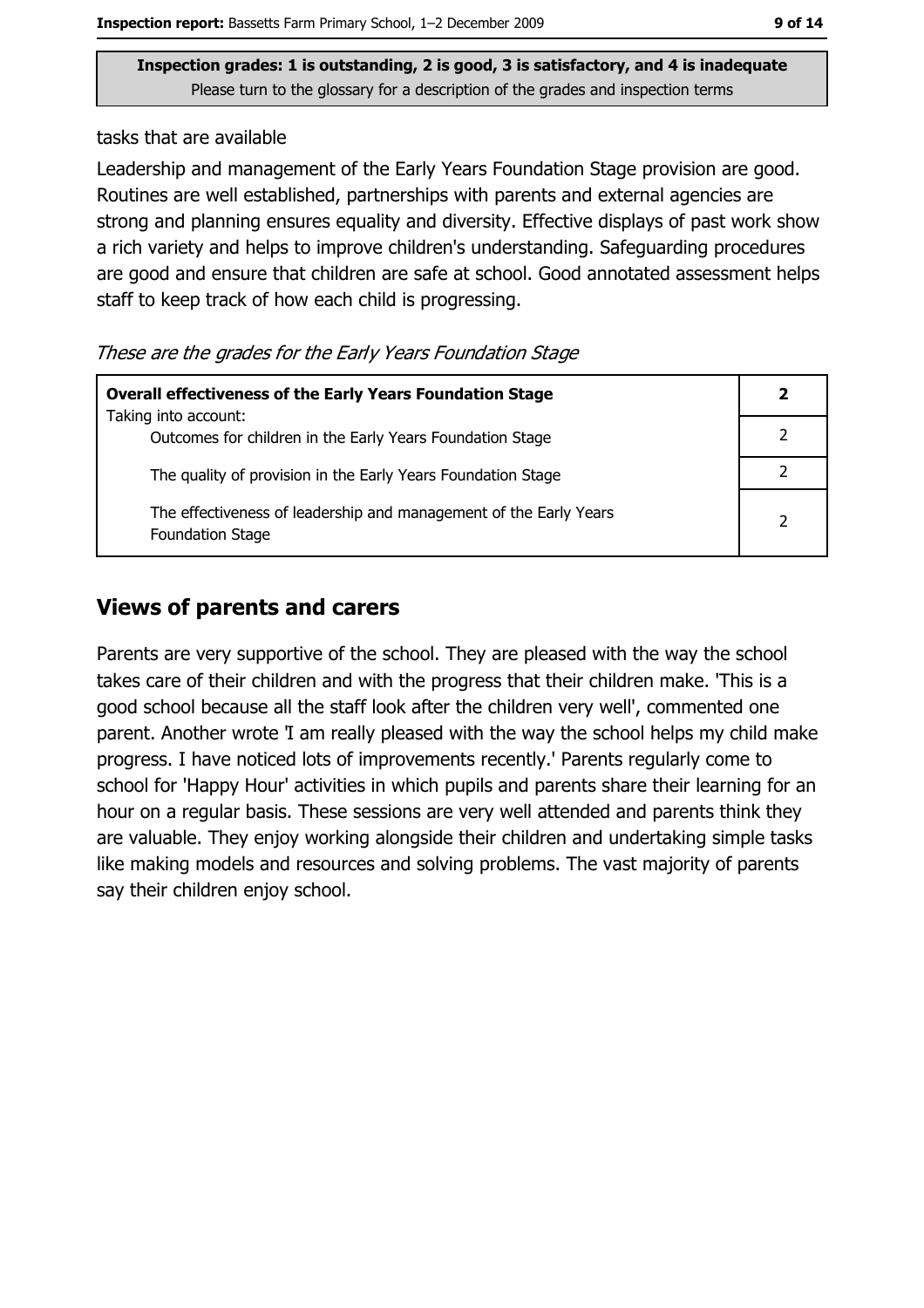**Inspection grades: 1 is outstanding, 2 is good, 3 is satisfactory, and 4 is inadequate**
Please turn to the glossary for a description of the grades and inspection terms

tasks that are available

Leadership and management of the Early Years Foundation Stage provision are good. Routines are well established, partnerships with parents and external agencies are strong and planning ensures equality and diversity. Effective displays of past work show a rich variety and helps to improve children's understanding. Safeguarding procedures are good and ensure that children are safe at school. Good annotated assessment helps staff to keep track of how each child is progressing.

*These are the grades for the Early Years Foundation Stage*

| **Overall effectiveness of the Early Years Foundation Stage** | **2** |
|---|---|
| Taking into account: Outcomes for children in the Early Years Foundation Stage | 2 |
| The quality of provision in the Early Years Foundation Stage | 2 |
| The effectiveness of leadership and management of the Early Years Foundation Stage | 2 |

## Views of parents and carers

Parents are very supportive of the school. They are pleased with the way the school takes care of their children and with the progress that their children make. 'This is a good school because all the staff look after the children very well', commented one parent. Another wrote 'I am really pleased with the way the school helps my child make progress. I have noticed lots of improvements recently.' Parents regularly come to school for 'Happy Hour' activities in which pupils and parents share their learning for an hour on a regular basis. These sessions are very well attended and parents think they are valuable. They enjoy working alongside their children and undertaking simple tasks like making models and resources and solving problems. The vast majority of parents say their children enjoy school.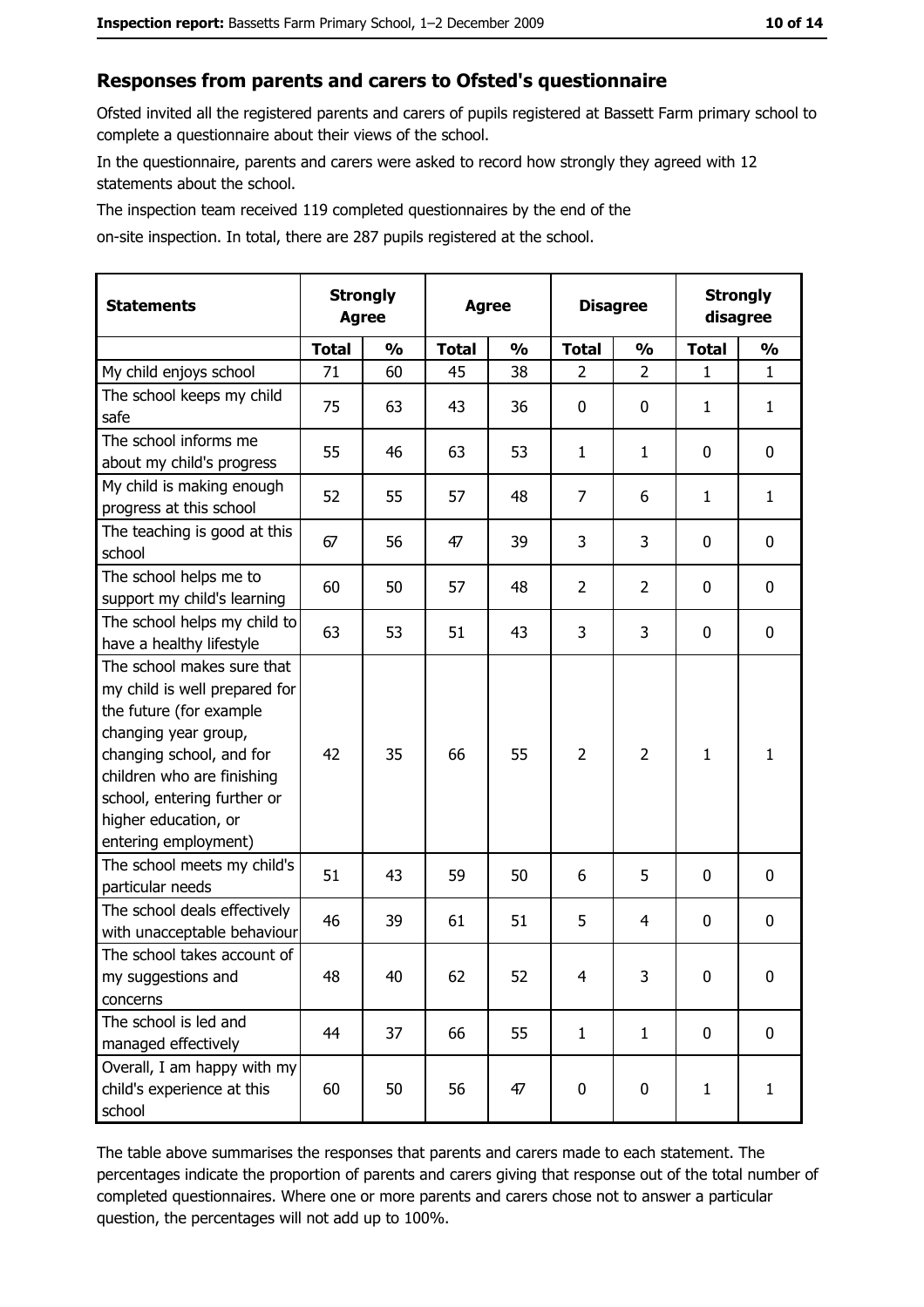## Responses from parents and carers to Ofsted's questionnaire

Ofsted invited all the registered parents and carers of pupils registered at Bassett Farm primary school to complete a questionnaire about their views of the school.

In the questionnaire, parents and carers were asked to record how strongly they agreed with 12 statements about the school.

The inspection team received 119 completed questionnaires by the end of the on-site inspection. In total, there are 287 pupils registered at the school.

| Statements | Strongly Agree | | Agree | | Disagree | | Strongly disagree | |
|---|---|---|---|---|---|---|---|---|
| | Total | % | Total | % | Total | % | Total | % |
| My child enjoys school | 71 | 60 | 45 | 38 | 2 | 2 | 1 | 1 |
| The school keeps my child safe | 75 | 63 | 43 | 36 | 0 | 0 | 1 | 1 |
| The school informs me about my child's progress | 55 | 46 | 63 | 53 | 1 | 1 | 0 | 0 |
| My child is making enough progress at this school | 52 | 55 | 57 | 48 | 7 | 6 | 1 | 1 |
| The teaching is good at this school | 67 | 56 | 47 | 39 | 3 | 3 | 0 | 0 |
| The school helps me to support my child's learning | 60 | 50 | 57 | 48 | 2 | 2 | 0 | 0 |
| The school helps my child to have a healthy lifestyle | 63 | 53 | 51 | 43 | 3 | 3 | 0 | 0 |
| The school makes sure that my child is well prepared for the future (for example changing year group, changing school, and for children who are finishing school, entering further or higher education, or entering employment) | 42 | 35 | 66 | 55 | 2 | 2 | 1 | 1 |
| The school meets my child's particular needs | 51 | 43 | 59 | 50 | 6 | 5 | 0 | 0 |
| The school deals effectively with unacceptable behaviour | 46 | 39 | 61 | 51 | 5 | 4 | 0 | 0 |
| The school takes account of my suggestions and concerns | 48 | 40 | 62 | 52 | 4 | 3 | 0 | 0 |
| The school is led and managed effectively | 44 | 37 | 66 | 55 | 1 | 1 | 0 | 0 |
| Overall, I am happy with my child's experience at this school | 60 | 50 | 56 | 47 | 0 | 0 | 1 | 1 |

The table above summarises the responses that parents and carers made to each statement. The percentages indicate the proportion of parents and carers giving that response out of the total number of completed questionnaires. Where one or more parents and carers chose not to answer a particular question, the percentages will not add up to 100%.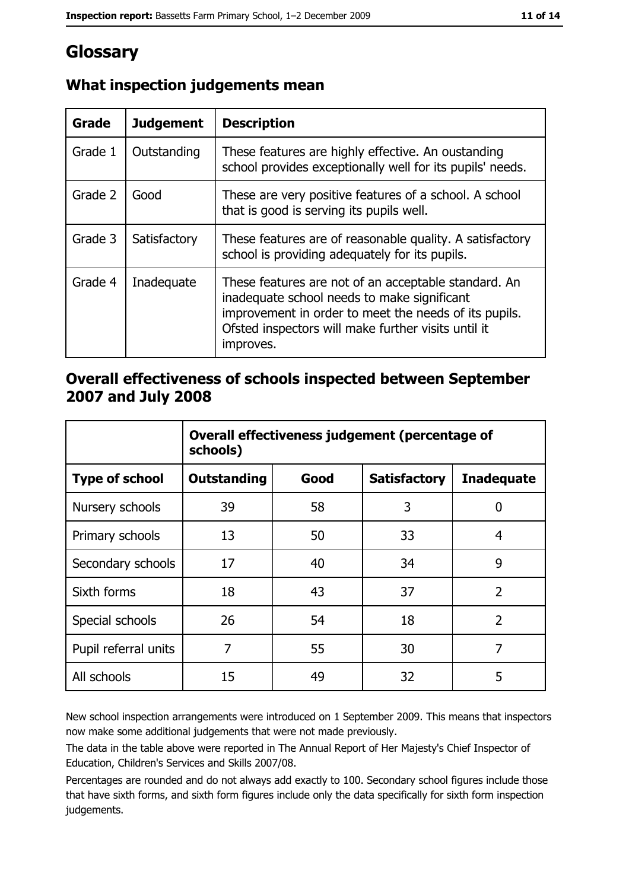# Glossary

## What inspection judgements mean

| Grade | Judgement | Description |
|---|---|---|
| Grade 1 | Outstanding | These features are highly effective. An oustanding school provides exceptionally well for its pupils' needs. |
| Grade 2 | Good | These are very positive features of a school. A school that is good is serving its pupils well. |
| Grade 3 | Satisfactory | These features are of reasonable quality. A satisfactory school is providing adequately for its pupils. |
| Grade 4 | Inadequate | These features are not of an acceptable standard. An inadequate school needs to make significant improvement in order to meet the needs of its pupils. Ofsted inspectors will make further visits until it improves. |

## Overall effectiveness of schools inspected between September 2007 and July 2008

| | Overall effectiveness judgement (percentage of schools) | | | |
|---|---|---|---|---|
| **Type of school** | **Outstanding** | **Good** | **Satisfactory** | **Inadequate** |
| Nursery schools | 39 | 58 | 3 | 0 |
| Primary schools | 13 | 50 | 33 | 4 |
| Secondary schools | 17 | 40 | 34 | 9 |
| Sixth forms | 18 | 43 | 37 | 2 |
| Special schools | 26 | 54 | 18 | 2 |
| Pupil referral units | 7 | 55 | 30 | 7 |
| All schools | 15 | 49 | 32 | 5 |

New school inspection arrangements were introduced on 1 September 2009. This means that inspectors now make some additional judgements that were not made previously.

The data in the table above were reported in The Annual Report of Her Majesty's Chief Inspector of Education, Children's Services and Skills 2007/08.

Percentages are rounded and do not always add exactly to 100. Secondary school figures include those that have sixth forms, and sixth form figures include only the data specifically for sixth form inspection judgements.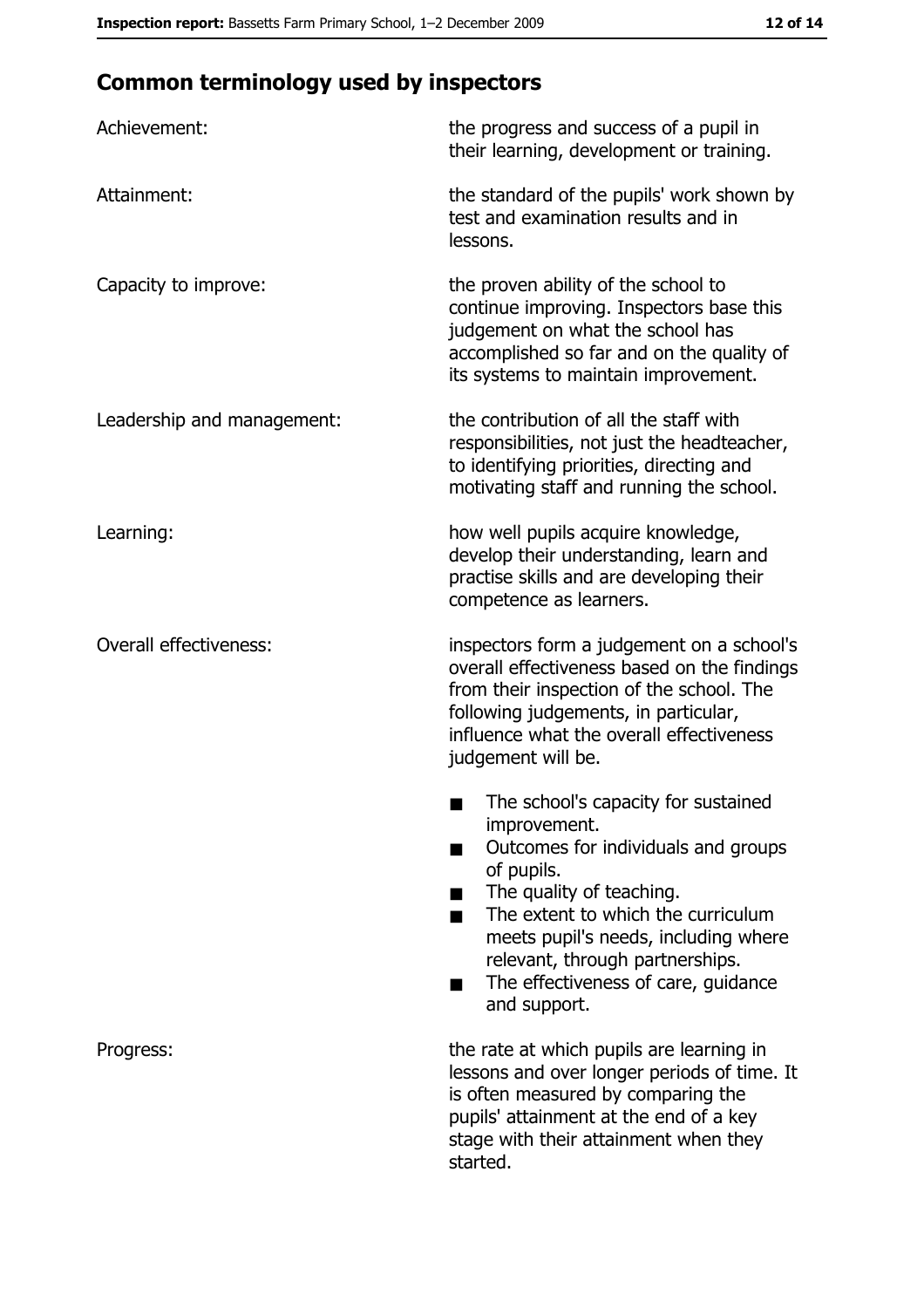## Common terminology used by inspectors

| | |
|---|---|
| Achievement: | the progress and success of a pupil in their learning, development or training. |
| Attainment: | the standard of the pupils' work shown by test and examination results and in lessons. |
| Capacity to improve: | the proven ability of the school to continue improving. Inspectors base this judgement on what the school has accomplished so far and on the quality of its systems to maintain improvement. |
| Leadership and management: | the contribution of all the staff with responsibilities, not just the headteacher, to identifying priorities, directing and motivating staff and running the school. |
| Learning: | how well pupils acquire knowledge, develop their understanding, learn and practise skills and are developing their competence as learners. |
| Overall effectiveness: | inspectors form a judgement on a school's overall effectiveness based on the findings from their inspection of the school. The following judgements, in particular, influence what the overall effectiveness judgement will be.<br>■ The school's capacity for sustained improvement.<br>■ Outcomes for individuals and groups of pupils.<br>■ The quality of teaching.<br>■ The extent to which the curriculum meets pupil's needs, including where relevant, through partnerships.<br>■ The effectiveness of care, guidance and support. |
| Progress: | the rate at which pupils are learning in lessons and over longer periods of time. It is often measured by comparing the pupils' attainment at the end of a key stage with their attainment when they started. |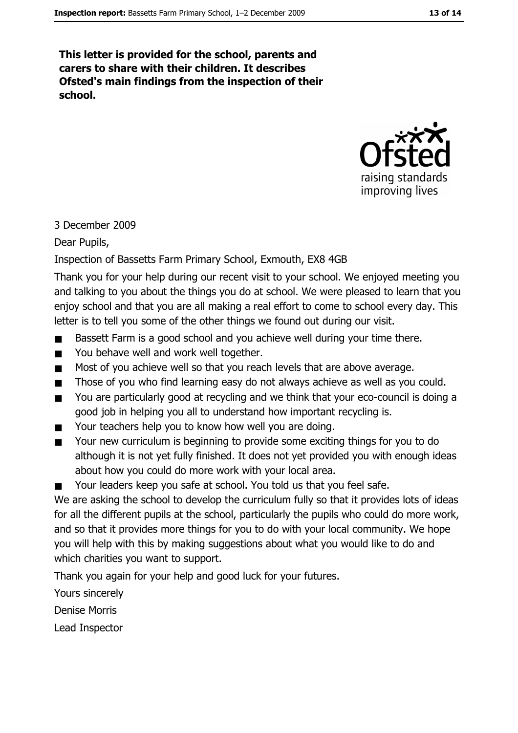**This letter is provided for the school, parents and carers to share with their children. It describes Ofsted's main findings from the inspection of their school.**

3 December 2009

Dear Pupils,

Inspection of Bassetts Farm Primary School, Exmouth, EX8 4GB

Thank you for your help during our recent visit to your school. We enjoyed meeting you and talking to you about the things you do at school. We were pleased to learn that you enjoy school and that you are all making a real effort to come to school every day. This letter is to tell you some of the other things we found out during our visit.

- Bassett Farm is a good school and you achieve well during your time there.
- You behave well and work well together.
- Most of you achieve well so that you reach levels that are above average.
- Those of you who find learning easy do not always achieve as well as you could.
- You are particularly good at recycling and we think that your eco-council is doing a good job in helping you all to understand how important recycling is.
- Your teachers help you to know how well you are doing.
- Your new curriculum is beginning to provide some exciting things for you to do although it is not yet fully finished. It does not yet provided you with enough ideas about how you could do more work with your local area.
- Your leaders keep you safe at school. You told us that you feel safe.

We are asking the school to develop the curriculum fully so that it provides lots of ideas for all the different pupils at the school, particularly the pupils who could do more work, and so that it provides more things for you to do with your local community. We hope you will help with this by making suggestions about what you would like to do and which charities you want to support.

Thank you again for your help and good luck for your futures.

Yours sincerely

Denise Morris

Lead Inspector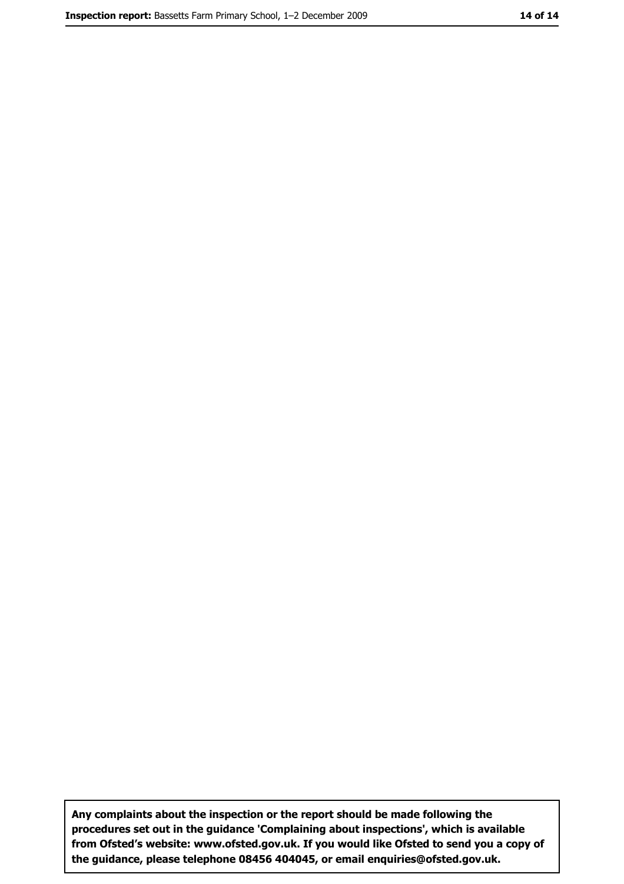**Any complaints about the inspection or the report should be made following the procedures set out in the guidance 'Complaining about inspections', which is available from Ofsted's website: www.ofsted.gov.uk. If you would like Ofsted to send you a copy of the guidance, please telephone 08456 404045, or email enquiries@ofsted.gov.uk.**